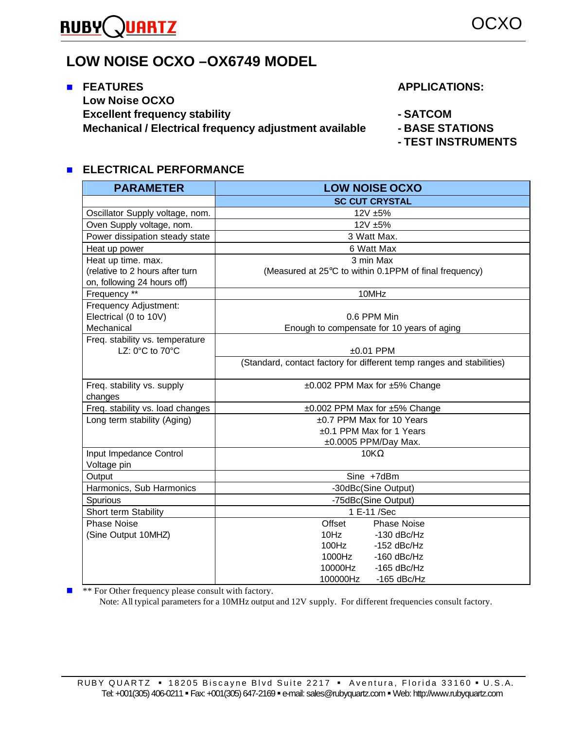RUBY QUARTZ

OCXO

# LOW NOISE OCXO –OX6749 MODEL

**FEATURES**

**Low Noise OCXO**
**Excellent frequency stability**
**Mechanical / Electrical frequency adjustment available**

**APPLICATIONS:**

- **SATCOM**
- **BASE STATIONS**
- **TEST INSTRUMENTS**

## ELECTRICAL PERFORMANCE

| PARAMETER | LOW NOISE OCXO |
|---|---|
| | **SC CUT CRYSTAL** |
| Oscillator Supply voltage, nom. | 12V ±5% |
| Oven Supply voltage, nom. | 12V ±5% |
| Power dissipation steady state | 3 Watt Max. |
| Heat up power | 6 Watt Max |
| Heat up time. max. (relative to 2 hours after turn on, following 24 hours off) | 3 min Max (Measured at 25℃ to within 0.1PPM of final frequency) |
| Frequency ** | 10MHz |
| Frequency Adjustment: Electrical (0 to 10V) Mechanical | 0.6 PPM Min Enough to compensate for 10 years of aging |
| Freq. stability vs. temperature LZ: 0°C to 70°C | ±0.01 PPM (Standard, contact factory for different temp ranges and stabilities) |
| Freq. stability vs. supply changes | ±0.002 PPM Max for ±5% Change |
| Freq. stability vs. load changes | ±0.002 PPM Max for ±5% Change |
| Long term stability (Aging) | ±0.7 PPM Max for 10 Years<br>±0.1 PPM Max for 1 Years<br>±0.0005 PPM/Day Max. |
| Input Impedance Control Voltage pin | 10KΩ |
| Output | Sine +7dBm |
| Harmonics, Sub Harmonics | -30dBc(Sine Output) |
| Spurious | -75dBc(Sine Output) |
| Short term Stability | 1 E-11 /Sec |
| Phase Noise (Sine Output 10MHZ) | Offset — Phase Noise<br>10Hz — -130 dBc/Hz<br>100Hz — -152 dBc/Hz<br>1000Hz — -160 dBc/Hz<br>10000Hz — -165 dBc/Hz<br>100000Hz — -165 dBc/Hz |

** For Other frequency please consult with factory.
Note: All typical parameters for a 10MHz output and 12V supply. For different frequencies consult factory.

RUBY QUARTZ ▪ 18205 Biscayne Blvd Suite 2217 ▪ Aventura, Florida 33160 ▪ U.S.A.
Tel: +001(305) 406-0211 ▪ Fax: +001(305) 647-2169 ▪ e-mail: sales@rubyquartz.com ▪ Web: http://www.rubyquartz.com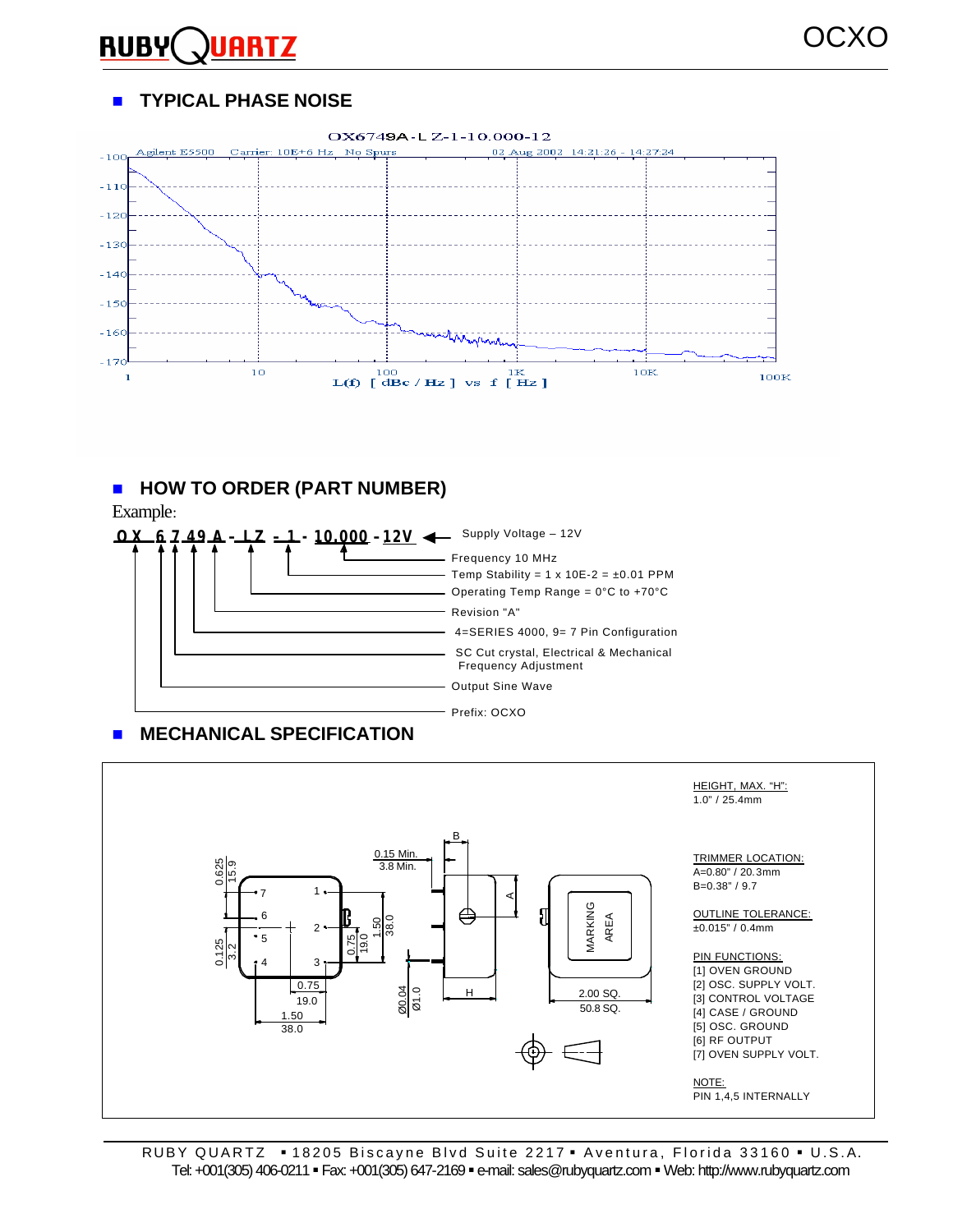OCXO

## TYPICAL PHASE NOISE

OX6749A-LZ-1-10.000-12

Agilent E5500 Carrier: 10E+6 Hz No Spurs 02 Aug 2002 14:21:26 - 14:27:24

-100
-110
-120
-130
-140
-150
-160
-170

1 10 100 1K 10K 100K

L(f) [ dBc / Hz ] vs f [ Hz ]

## HOW TO ORDER (PART NUMBER)

Example:

**O X 6 7 49 A - LZ - 1 - 10.000 - 12V**

- Supply Voltage – 12V
- Frequency 10 MHz
- Temp Stability = 1 x 10E-2 = ±0.01 PPM
- Operating Temp Range = 0°C to +70°C
- Revision "A"
- 4=SERIES 4000, 9= 7 Pin Configuration
- SC Cut crystal, Electrical & Mechanical Frequency Adjustment
- Output Sine Wave
- Prefix: OCXO

## MECHANICAL SPECIFICATION

0.625
15.9
0.125
3.2
7 1
6 2
5 3
4
0.75
19.0
1.50
38.0
0.75
19.0
1.50
38.0
0.15 Min.
3.8 Min.
B
A
H
Ø0.04
Ø1.0
MARKING AREA
2.00 SQ.
50.8 SQ.

HEIGHT, MAX. "H":
1.0" / 25.4mm

TRIMMER LOCATION:
A=0.80" / 20.3mm
B=0.38" / 9.7

OUTLINE TOLERANCE:
±0.015" / 0.4mm

PIN FUNCTIONS:
[1] OVEN GROUND
[2] OSC. SUPPLY VOLT.
[3] CONTROL VOLTAGE
[4] CASE / GROUND
[5] OSC. GROUND
[6] RF OUTPUT
[7] OVEN SUPPLY VOLT.

NOTE:
PIN 1,4,5 INTERNALLY

RUBY QUARTZ ▪ 18205 Biscayne Blvd Suite 2217 ▪ Aventura, Florida 33160 ▪ U.S.A.
Tel: +001(305) 406-0211 ▪ Fax: +001(305) 647-2169 ▪ e-mail: sales@rubyquartz.com ▪ Web: http://www.rubyquartz.com